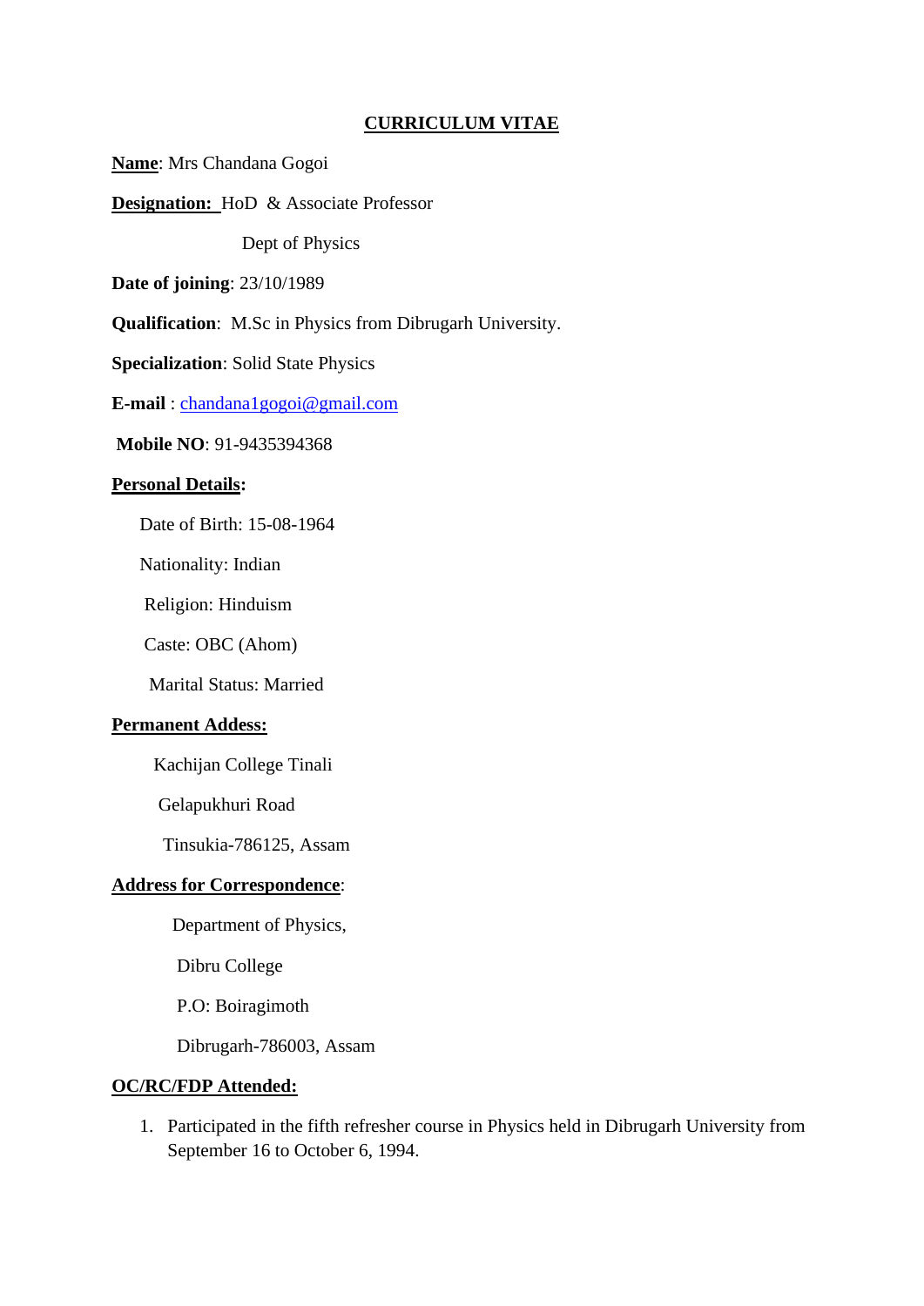# CURRICULUM VITAE

**Name**: Mrs Chandana Gogoi

**Designation:** HoD & Associate Professor

Dept of Physics

**Date of joining**: 23/10/1989

**Qualification**: M.Sc in Physics from Dibrugarh University.

**Specialization**: Solid State Physics

**E-mail** : chandana1gogoi@gmail.com

**Mobile NO**: 91-9435394368

**Personal Details:**

Date of Birth: 15-08-1964

Nationality: Indian

Religion: Hinduism

Caste: OBC (Ahom)

Marital Status: Married

**Permanent Addess:**

Kachijan College Tinali

Gelapukhuri Road

Tinsukia-786125, Assam

**Address for Correspondence**:

Department of Physics,

Dibru College

P.O: Boiragimoth

Dibrugarh-786003, Assam

**OC/RC/FDP Attended:**

1. Participated in the fifth refresher course in Physics held in Dibrugarh University from September 16 to October 6, 1994.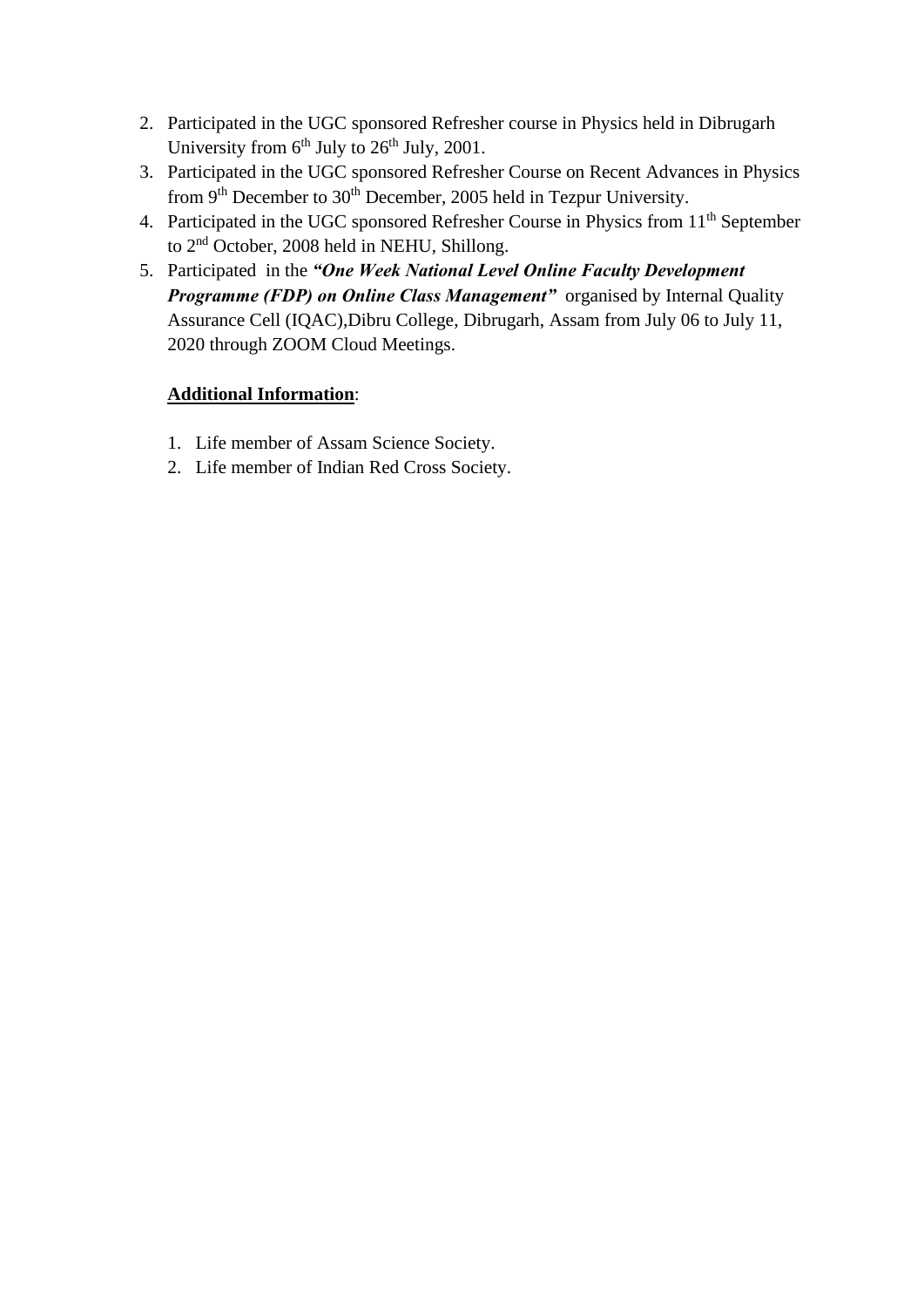2. Participated in the UGC sponsored Refresher course in Physics held in Dibrugarh University from 6th July to 26th July, 2001.
3. Participated in the UGC sponsored Refresher Course on Recent Advances in Physics from 9th December to 30th December, 2005 held in Tezpur University.
4. Participated in the UGC sponsored Refresher Course in Physics from 11th September to 2nd October, 2008 held in NEHU, Shillong.
5. Participated in the ***"One Week National Level Online Faculty Development Programme (FDP) on Online Class Management"*** organised by Internal Quality Assurance Cell (IQAC),Dibru College, Dibrugarh, Assam from July 06 to July 11, 2020 through ZOOM Cloud Meetings.

**Additional Information**:

1. Life member of Assam Science Society.
2. Life member of Indian Red Cross Society.